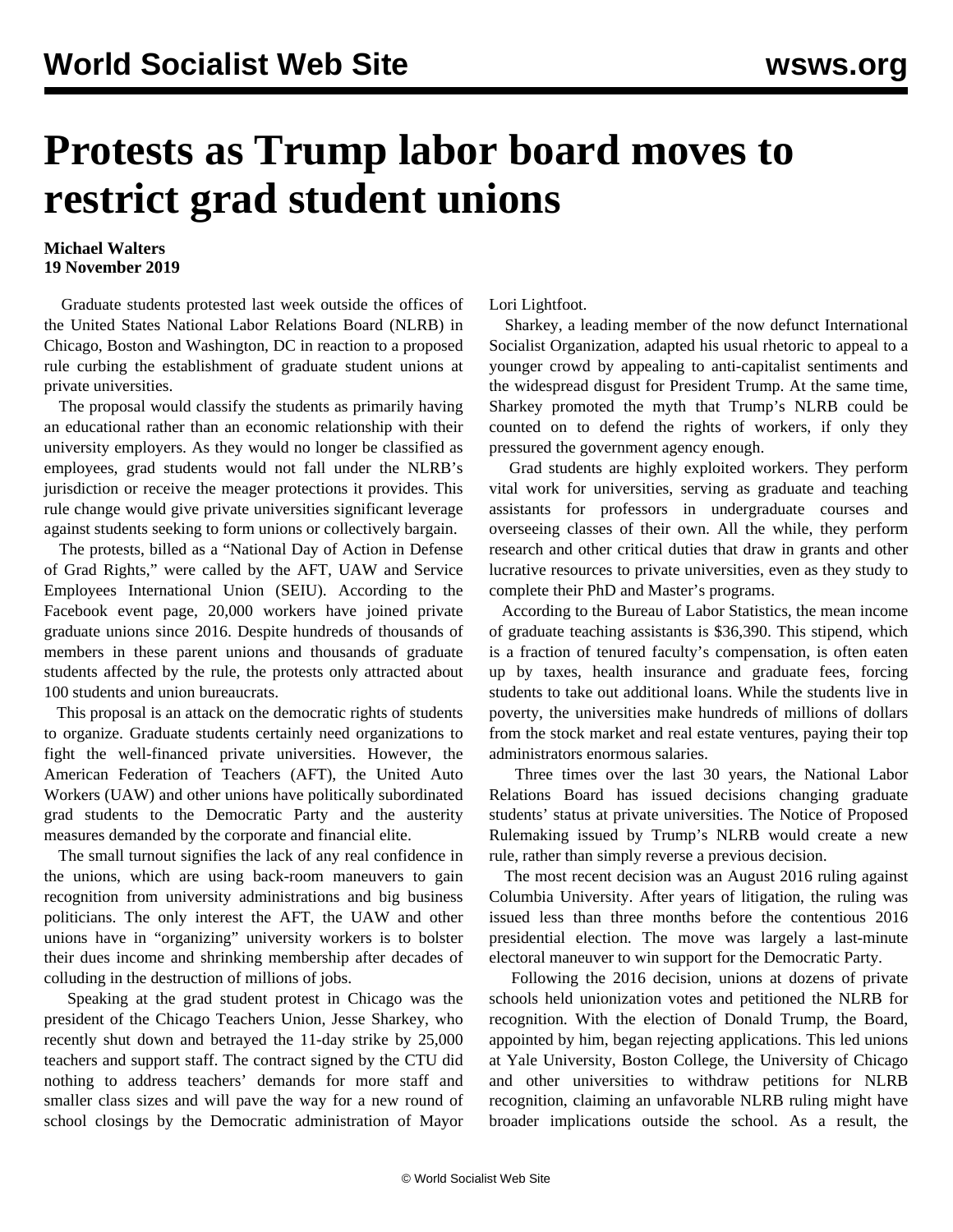# Protests as Trump labor board moves to restrict grad student unions

**Michael Walters**
**19 November 2019**

Graduate students protested last week outside the offices of the United States National Labor Relations Board (NLRB) in Chicago, Boston and Washington, DC in reaction to a proposed rule curbing the establishment of graduate student unions at private universities.

The proposal would classify the students as primarily having an educational rather than an economic relationship with their university employers. As they would no longer be classified as employees, grad students would not fall under the NLRB's jurisdiction or receive the meager protections it provides. This rule change would give private universities significant leverage against students seeking to form unions or collectively bargain.

The protests, billed as a "National Day of Action in Defense of Grad Rights," were called by the AFT, UAW and Service Employees International Union (SEIU). According to the Facebook event page, 20,000 workers have joined private graduate unions since 2016. Despite hundreds of thousands of members in these parent unions and thousands of graduate students affected by the rule, the protests only attracted about 100 students and union bureaucrats.

This proposal is an attack on the democratic rights of students to organize. Graduate students certainly need organizations to fight the well-financed private universities. However, the American Federation of Teachers (AFT), the United Auto Workers (UAW) and other unions have politically subordinated grad students to the Democratic Party and the austerity measures demanded by the corporate and financial elite.

The small turnout signifies the lack of any real confidence in the unions, which are using back-room maneuvers to gain recognition from university administrations and big business politicians. The only interest the AFT, the UAW and other unions have in "organizing" university workers is to bolster their dues income and shrinking membership after decades of colluding in the destruction of millions of jobs.

Speaking at the grad student protest in Chicago was the president of the Chicago Teachers Union, Jesse Sharkey, who recently shut down and betrayed the 11-day strike by 25,000 teachers and support staff. The contract signed by the CTU did nothing to address teachers' demands for more staff and smaller class sizes and will pave the way for a new round of school closings by the Democratic administration of Mayor Lori Lightfoot.

Sharkey, a leading member of the now defunct International Socialist Organization, adapted his usual rhetoric to appeal to a younger crowd by appealing to anti-capitalist sentiments and the widespread disgust for President Trump. At the same time, Sharkey promoted the myth that Trump's NLRB could be counted on to defend the rights of workers, if only they pressured the government agency enough.

Grad students are highly exploited workers. They perform vital work for universities, serving as graduate and teaching assistants for professors in undergraduate courses and overseeing classes of their own. All the while, they perform research and other critical duties that draw in grants and other lucrative resources to private universities, even as they study to complete their PhD and Master's programs.

According to the Bureau of Labor Statistics, the mean income of graduate teaching assistants is $36,390. This stipend, which is a fraction of tenured faculty's compensation, is often eaten up by taxes, health insurance and graduate fees, forcing students to take out additional loans. While the students live in poverty, the universities make hundreds of millions of dollars from the stock market and real estate ventures, paying their top administrators enormous salaries.

Three times over the last 30 years, the National Labor Relations Board has issued decisions changing graduate students' status at private universities. The Notice of Proposed Rulemaking issued by Trump's NLRB would create a new rule, rather than simply reverse a previous decision.

The most recent decision was an August 2016 ruling against Columbia University. After years of litigation, the ruling was issued less than three months before the contentious 2016 presidential election. The move was largely a last-minute electoral maneuver to win support for the Democratic Party.

Following the 2016 decision, unions at dozens of private schools held unionization votes and petitioned the NLRB for recognition. With the election of Donald Trump, the Board, appointed by him, began rejecting applications. This led unions at Yale University, Boston College, the University of Chicago and other universities to withdraw petitions for NLRB recognition, claiming an unfavorable NLRB ruling might have broader implications outside the school. As a result, the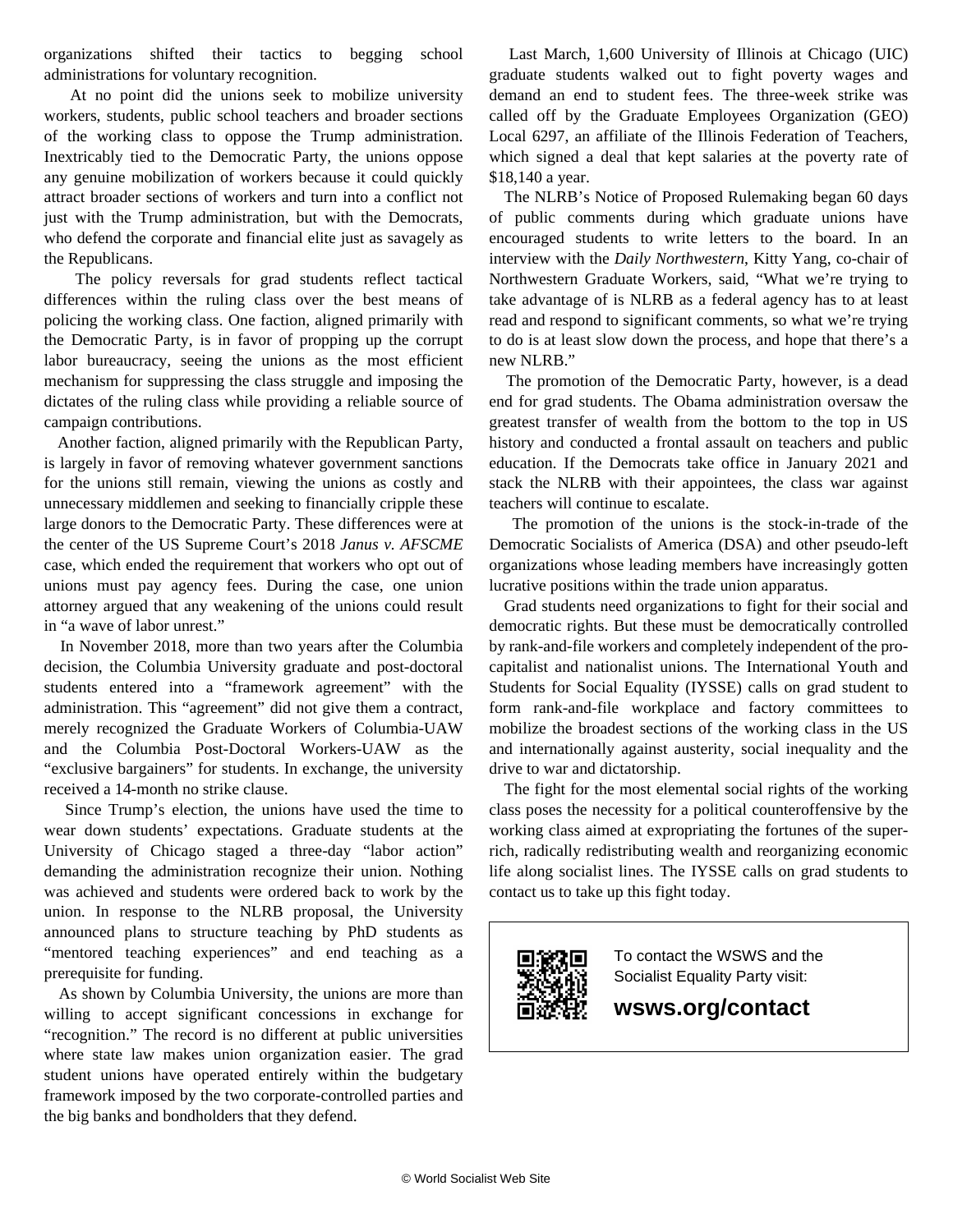organizations shifted their tactics to begging school administrations for voluntary recognition.

At no point did the unions seek to mobilize university workers, students, public school teachers and broader sections of the working class to oppose the Trump administration. Inextricably tied to the Democratic Party, the unions oppose any genuine mobilization of workers because it could quickly attract broader sections of workers and turn into a conflict not just with the Trump administration, but with the Democrats, who defend the corporate and financial elite just as savagely as the Republicans.

The policy reversals for grad students reflect tactical differences within the ruling class over the best means of policing the working class. One faction, aligned primarily with the Democratic Party, is in favor of propping up the corrupt labor bureaucracy, seeing the unions as the most efficient mechanism for suppressing the class struggle and imposing the dictates of the ruling class while providing a reliable source of campaign contributions.

Another faction, aligned primarily with the Republican Party, is largely in favor of removing whatever government sanctions for the unions still remain, viewing the unions as costly and unnecessary middlemen and seeking to financially cripple these large donors to the Democratic Party. These differences were at the center of the US Supreme Court's 2018 *Janus v. AFSCME* case, which ended the requirement that workers who opt out of unions must pay agency fees. During the case, one union attorney argued that any weakening of the unions could result in "a wave of labor unrest."

In November 2018, more than two years after the Columbia decision, the Columbia University graduate and post-doctoral students entered into a "framework agreement" with the administration. This "agreement" did not give them a contract, merely recognized the Graduate Workers of Columbia-UAW and the Columbia Post-Doctoral Workers-UAW as the "exclusive bargainers" for students. In exchange, the university received a 14-month no strike clause.

Since Trump's election, the unions have used the time to wear down students' expectations. Graduate students at the University of Chicago staged a three-day "labor action" demanding the administration recognize their union. Nothing was achieved and students were ordered back to work by the union. In response to the NLRB proposal, the University announced plans to structure teaching by PhD students as "mentored teaching experiences" and end teaching as a prerequisite for funding.

As shown by Columbia University, the unions are more than willing to accept significant concessions in exchange for "recognition." The record is no different at public universities where state law makes union organization easier. The grad student unions have operated entirely within the budgetary framework imposed by the two corporate-controlled parties and the big banks and bondholders that they defend.

Last March, 1,600 University of Illinois at Chicago (UIC) graduate students walked out to fight poverty wages and demand an end to student fees. The three-week strike was called off by the Graduate Employees Organization (GEO) Local 6297, an affiliate of the Illinois Federation of Teachers, which signed a deal that kept salaries at the poverty rate of $18,140 a year.

The NLRB's Notice of Proposed Rulemaking began 60 days of public comments during which graduate unions have encouraged students to write letters to the board. In an interview with the *Daily Northwestern*, Kitty Yang, co-chair of Northwestern Graduate Workers, said, "What we're trying to take advantage of is NLRB as a federal agency has to at least read and respond to significant comments, so what we're trying to do is at least slow down the process, and hope that there's a new NLRB."

The promotion of the Democratic Party, however, is a dead end for grad students. The Obama administration oversaw the greatest transfer of wealth from the bottom to the top in US history and conducted a frontal assault on teachers and public education. If the Democrats take office in January 2021 and stack the NLRB with their appointees, the class war against teachers will continue to escalate.

The promotion of the unions is the stock-in-trade of the Democratic Socialists of America (DSA) and other pseudo-left organizations whose leading members have increasingly gotten lucrative positions within the trade union apparatus.

Grad students need organizations to fight for their social and democratic rights. But these must be democratically controlled by rank-and-file workers and completely independent of the pro-capitalist and nationalist unions. The International Youth and Students for Social Equality (IYSSE) calls on grad student to form rank-and-file workplace and factory committees to mobilize the broadest sections of the working class in the US and internationally against austerity, social inequality and the drive to war and dictatorship.

The fight for the most elemental social rights of the working class poses the necessity for a political counteroffensive by the working class aimed at expropriating the fortunes of the super-rich, radically redistributing wealth and reorganizing economic life along socialist lines. The IYSSE calls on grad students to contact us to take up this fight today.

To contact the WSWS and the Socialist Equality Party visit:

**wsws.org/contact**